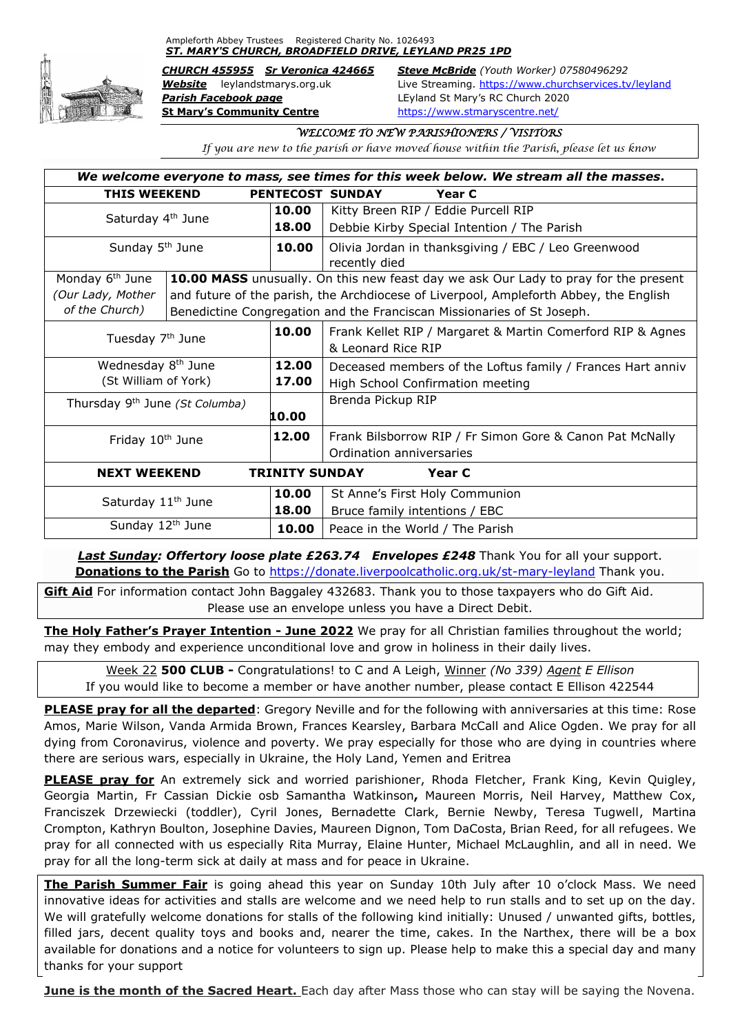Ampleforth Abbey Trustees Registered Charity No. 1026493

***ST. MARY'S CHURCH, BROADFIELD DRIVE, LEYLAND PR25 1PD***

***CHURCH 455955*** ***Sr Veronica 424665***
***Website*** leylandstmarys.org.uk
***Parish Facebook page***
**St Mary's Community Centre**

***Steve McBride*** *(Youth Worker)* 07580496292
Live Streaming. https://www.churchservices.tv/leyland
LEyland St Mary's RC Church 2020
https://www.stmaryscentre.net/

*WELCOME TO NEW PARISHIONERS / VISITORS*

*If you are new to the parish or have moved house within the Parish, please let us know*

***We welcome everyone to mass, see times for this week below. We stream all the masses.***

| **THIS WEEKEND** | **PENTECOST SUNDAY** | **Year C** |
|---|---|---|
| Saturday 4th June | **10.00**<br>**18.00** | Kitty Breen RIP / Eddie Purcell RIP<br>Debbie Kirby Special Intention / The Parish |
| Sunday 5th June | **10.00** | Olivia Jordan in thanksgiving / EBC / Leo Greenwood recently died |
| Monday 6th June *(Our Lady, Mother of the Church)* | | **10.00 MASS** unusually. On this new feast day we ask Our Lady to pray for the present and future of the parish, the Archdiocese of Liverpool, Ampleforth Abbey, the English Benedictine Congregation and the Franciscan Missionaries of St Joseph. |
| Tuesday 7th June | **10.00** | Frank Kellet RIP / Margaret & Martin Comerford RIP & Agnes & Leonard Rice RIP |
| Wednesday 8th June (St William of York) | **12.00**<br>**17.00** | Deceased members of the Loftus family / Frances Hart anniv<br>High School Confirmation meeting |
| Thursday 9th June *(St Columba)* | **10.00** | Brenda Pickup RIP |
| Friday 10th June | **12.00** | Frank Bilsborrow RIP / Fr Simon Gore & Canon Pat McNally Ordination anniversaries |
| **NEXT WEEKEND** | **TRINITY SUNDAY** | **Year C** |
| Saturday 11th June | **10.00**<br>**18.00** | St Anne's First Holy Communion<br>Bruce family intentions / EBC |
| Sunday 12th June | **10.00** | Peace in the World / The Parish |

***Last Sunday**: Offertory loose plate £263.74 Envelopes £248* Thank You for all your support. **Donations to the Parish** Go to https://donate.liverpoolcatholic.org.uk/st-mary-leyland Thank you.

**Gift Aid** For information contact John Baggaley 432683. Thank you to those taxpayers who do Gift Aid. Please use an envelope unless you have a Direct Debit.

**The Holy Father's Prayer Intention - June 2022** We pray for all Christian families throughout the world; may they embody and experience unconditional love and grow in holiness in their daily lives.

Week 22 **500 CLUB -** Congratulations! to C and A Leigh, Winner *(No 339) Agent E Ellison*
If you would like to become a member or have another number, please contact E Ellison 422544

**PLEASE pray for all the departed**: Gregory Neville and for the following with anniversaries at this time: Rose Amos, Marie Wilson, Vanda Armida Brown, Frances Kearsley, Barbara McCall and Alice Ogden. We pray for all dying from Coronavirus, violence and poverty. We pray especially for those who are dying in countries where there are serious wars, especially in Ukraine, the Holy Land, Yemen and Eritrea

**PLEASE pray for** An extremely sick and worried parishioner, Rhoda Fletcher, Frank King, Kevin Quigley, Georgia Martin, Fr Cassian Dickie osb Samantha Watkinson**,** Maureen Morris, Neil Harvey, Matthew Cox, Franciszek Drzewiecki (toddler), Cyril Jones, Bernadette Clark, Bernie Newby, Teresa Tugwell, Martina Crompton, Kathryn Boulton, Josephine Davies, Maureen Dignon, Tom DaCosta, Brian Reed, for all refugees. We pray for all connected with us especially Rita Murray, Elaine Hunter, Michael McLaughlin, and all in need. We pray for all the long-term sick at daily at mass and for peace in Ukraine.

**The Parish Summer Fair** is going ahead this year on Sunday 10th July after 10 o'clock Mass. We need innovative ideas for activities and stalls are welcome and we need help to run stalls and to set up on the day. We will gratefully welcome donations for stalls of the following kind initially: Unused / unwanted gifts, bottles, filled jars, decent quality toys and books and, nearer the time, cakes. In the Narthex, there will be a box available for donations and a notice for volunteers to sign up. Please help to make this a special day and many thanks for your support

**June is the month of the Sacred Heart.** Each day after Mass those who can stay will be saying the Novena.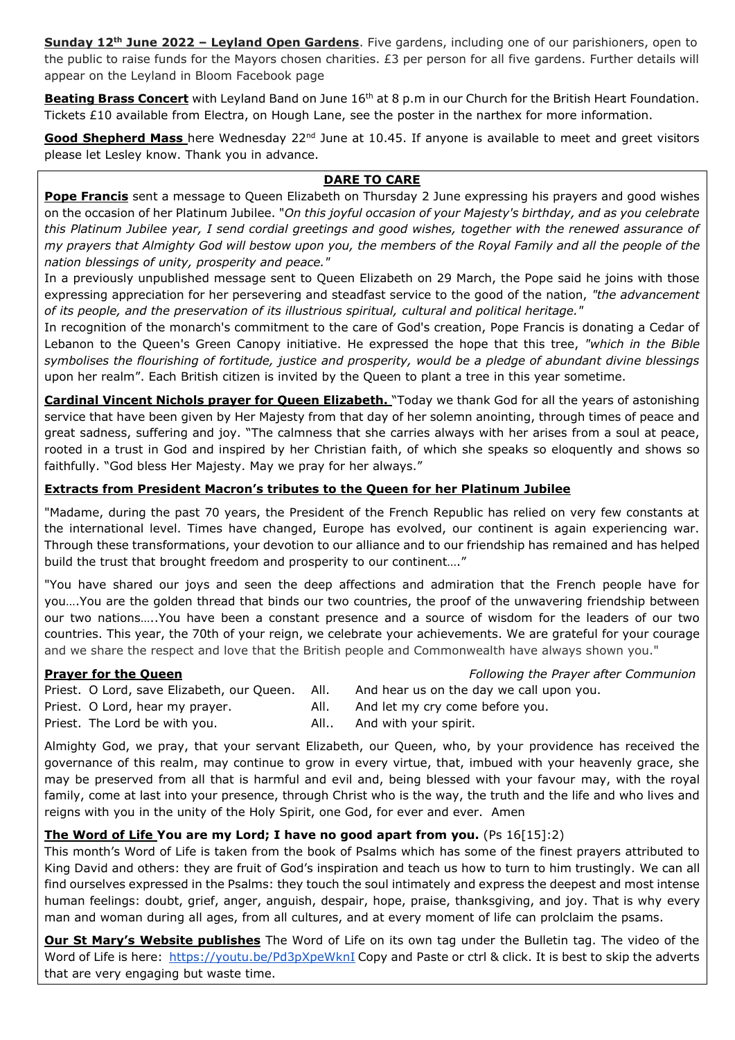**Sunday 12th June 2022 – Leyland Open Gardens**. Five gardens, including one of our parishioners, open to the public to raise funds for the Mayors chosen charities. £3 per person for all five gardens. Further details will appear on the Leyland in Bloom Facebook page

**Beating Brass Concert** with Leyland Band on June 16th at 8 p.m in our Church for the British Heart Foundation. Tickets £10 available from Electra, on Hough Lane, see the poster in the narthex for more information.

**Good Shepherd Mass** here Wednesday 22nd June at 10.45. If anyone is available to meet and greet visitors please let Lesley know. Thank you in advance.

## DARE TO CARE

**Pope Francis** sent a message to Queen Elizabeth on Thursday 2 June expressing his prayers and good wishes on the occasion of her Platinum Jubilee. "*On this joyful occasion of your Majesty's birthday, and as you celebrate this Platinum Jubilee year, I send cordial greetings and good wishes, together with the renewed assurance of my prayers that Almighty God will bestow upon you, the members of the Royal Family and all the people of the nation blessings of unity, prosperity and peace."*

In a previously unpublished message sent to Queen Elizabeth on 29 March, the Pope said he joins with those expressing appreciation for her persevering and steadfast service to the good of the nation, *"the advancement of its people, and the preservation of its illustrious spiritual, cultural and political heritage."*

In recognition of the monarch's commitment to the care of God's creation, Pope Francis is donating a Cedar of Lebanon to the Queen's Green Canopy initiative. He expressed the hope that this tree, *"which in the Bible symbolises the flourishing of fortitude, justice and prosperity, would be a pledge of abundant divine blessings* upon her realm". Each British citizen is invited by the Queen to plant a tree in this year sometime.

**Cardinal Vincent Nichols prayer for Queen Elizabeth.** "Today we thank God for all the years of astonishing service that have been given by Her Majesty from that day of her solemn anointing, through times of peace and great sadness, suffering and joy. "The calmness that she carries always with her arises from a soul at peace, rooted in a trust in God and inspired by her Christian faith, of which she speaks so eloquently and shows so faithfully. "God bless Her Majesty. May we pray for her always."

**Extracts from President Macron's tributes to the Queen for her Platinum Jubilee**

"Madame, during the past 70 years, the President of the French Republic has relied on very few constants at the international level. Times have changed, Europe has evolved, our continent is again experiencing war. Through these transformations, your devotion to our alliance and to our friendship has remained and has helped build the trust that brought freedom and prosperity to our continent…."

"You have shared our joys and seen the deep affections and admiration that the French people have for you….You are the golden thread that binds our two countries, the proof of the unwavering friendship between our two nations…..You have been a constant presence and a source of wisdom for the leaders of our two countries. This year, the 70th of your reign, we celebrate your achievements. We are grateful for your courage and we share the respect and love that the British people and Commonwealth have always shown you."

**Prayer for the Queen** *Following the Prayer after Communion*

Priest. O Lord, save Elizabeth, our Queen. All. And hear us on the day we call upon you.
Priest. O Lord, hear my prayer. All. And let my cry come before you.
Priest. The Lord be with you. All.. And with your spirit.

Almighty God, we pray, that your servant Elizabeth, our Queen, who, by your providence has received the governance of this realm, may continue to grow in every virtue, that, imbued with your heavenly grace, she may be preserved from all that is harmful and evil and, being blessed with your favour may, with the royal family, come at last into your presence, through Christ who is the way, the truth and the life and who lives and reigns with you in the unity of the Holy Spirit, one God, for ever and ever. Amen

**The Word of Life You are my Lord; I have no good apart from you.** (Ps 16[15]:2)

This month's Word of Life is taken from the book of Psalms which has some of the finest prayers attributed to King David and others: they are fruit of God's inspiration and teach us how to turn to him trustingly. We can all find ourselves expressed in the Psalms: they touch the soul intimately and express the deepest and most intense human feelings: doubt, grief, anger, anguish, despair, hope, praise, thanksgiving, and joy. That is why every man and woman during all ages, from all cultures, and at every moment of life can prolclaim the psams.

**Our St Mary's Website publishes** The Word of Life on its own tag under the Bulletin tag. The video of the Word of Life is here: https://youtu.be/Pd3pXpeWknI Copy and Paste or ctrl & click. It is best to skip the adverts that are very engaging but waste time.